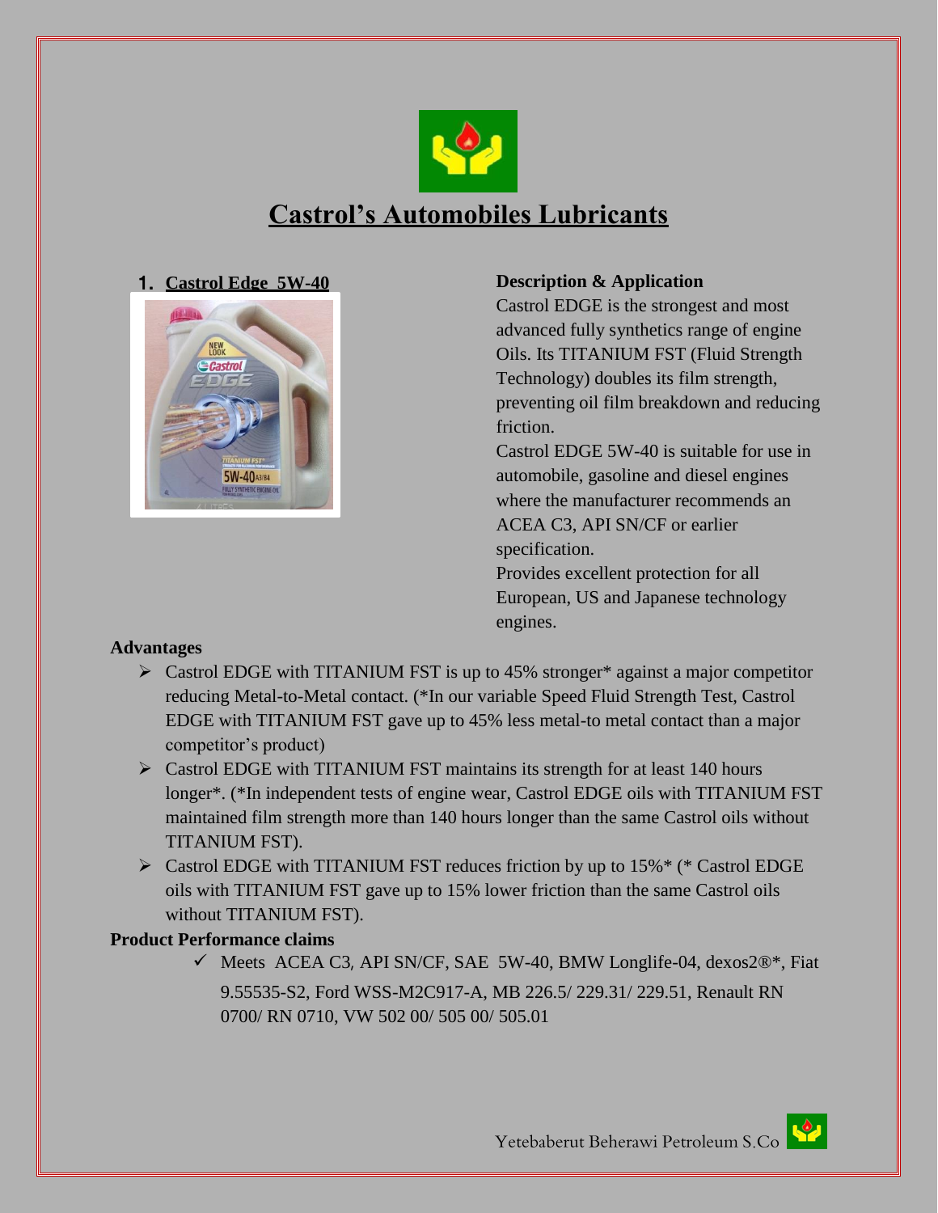# Castrol's Automobiles Lubricants

## 1. Castrol Edge 5W-40

**Description & Application**

Castrol EDGE is the strongest and most advanced fully synthetics range of engine Oils. Its TITANIUM FST (Fluid Strength Technology) doubles its film strength, preventing oil film breakdown and reducing friction.

Castrol EDGE 5W-40 is suitable for use in automobile, gasoline and diesel engines where the manufacturer recommends an ACEA C3, API SN/CF or earlier specification.

Provides excellent protection for all European, US and Japanese technology engines.

**Advantages**

- Castrol EDGE with TITANIUM FST is up to 45% stronger* against a major competitor reducing Metal-to-Metal contact. (*In our variable Speed Fluid Strength Test, Castrol EDGE with TITANIUM FST gave up to 45% less metal-to metal contact than a major competitor's product)
- Castrol EDGE with TITANIUM FST maintains its strength for at least 140 hours longer*. (*In independent tests of engine wear, Castrol EDGE oils with TITANIUM FST maintained film strength more than 140 hours longer than the same Castrol oils without TITANIUM FST).
- Castrol EDGE with TITANIUM FST reduces friction by up to 15%* (* Castrol EDGE oils with TITANIUM FST gave up to 15% lower friction than the same Castrol oils without TITANIUM FST).

**Product Performance claims**

- ✓ Meets ACEA C3, API SN/CF, SAE 5W-40, BMW Longlife-04, dexos2®*, Fiat 9.55535-S2, Ford WSS-M2C917-A, MB 226.5/ 229.31/ 229.51, Renault RN 0700/ RN 0710, VW 502 00/ 505 00/ 505.01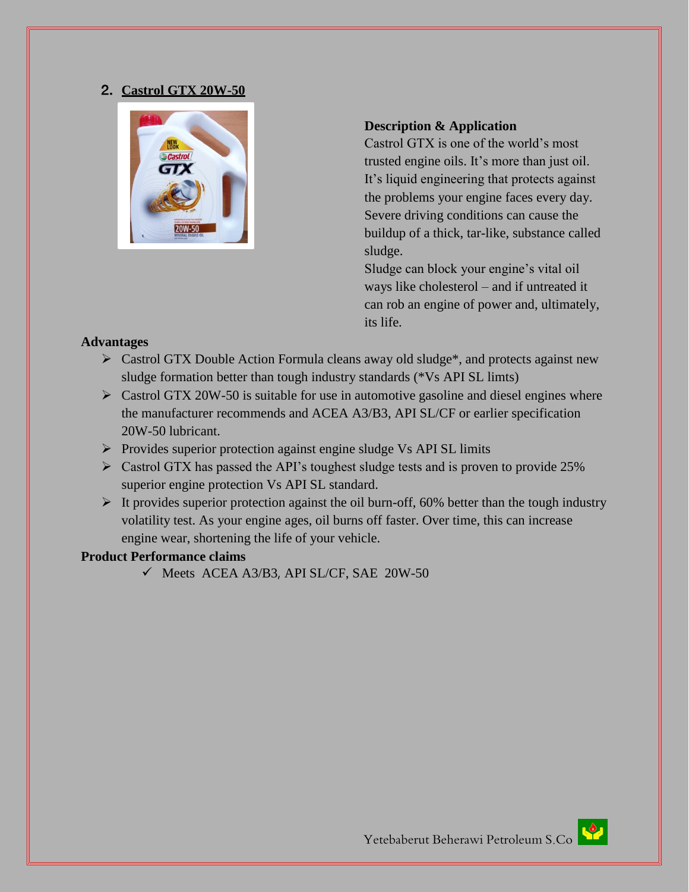## 2. Castrol GTX 20W-50

**Description & Application**

Castrol GTX is one of the world's most trusted engine oils. It's more than just oil. It's liquid engineering that protects against the problems your engine faces every day. Severe driving conditions can cause the buildup of a thick, tar-like, substance called sludge.

Sludge can block your engine's vital oil ways like cholesterol – and if untreated it can rob an engine of power and, ultimately, its life.

**Advantages**

- Castrol GTX Double Action Formula cleans away old sludge*, and protects against new sludge formation better than tough industry standards (*Vs API SL limts)
- Castrol GTX 20W-50 is suitable for use in automotive gasoline and diesel engines where the manufacturer recommends and ACEA A3/B3, API SL/CF or earlier specification 20W-50 lubricant.
- Provides superior protection against engine sludge Vs API SL limits
- Castrol GTX has passed the API's toughest sludge tests and is proven to provide 25% superior engine protection Vs API SL standard.
- It provides superior protection against the oil burn-off, 60% better than the tough industry volatility test. As your engine ages, oil burns off faster. Over time, this can increase engine wear, shortening the life of your vehicle.

**Product Performance claims**

- ✓ Meets ACEA A3/B3, API SL/CF, SAE 20W-50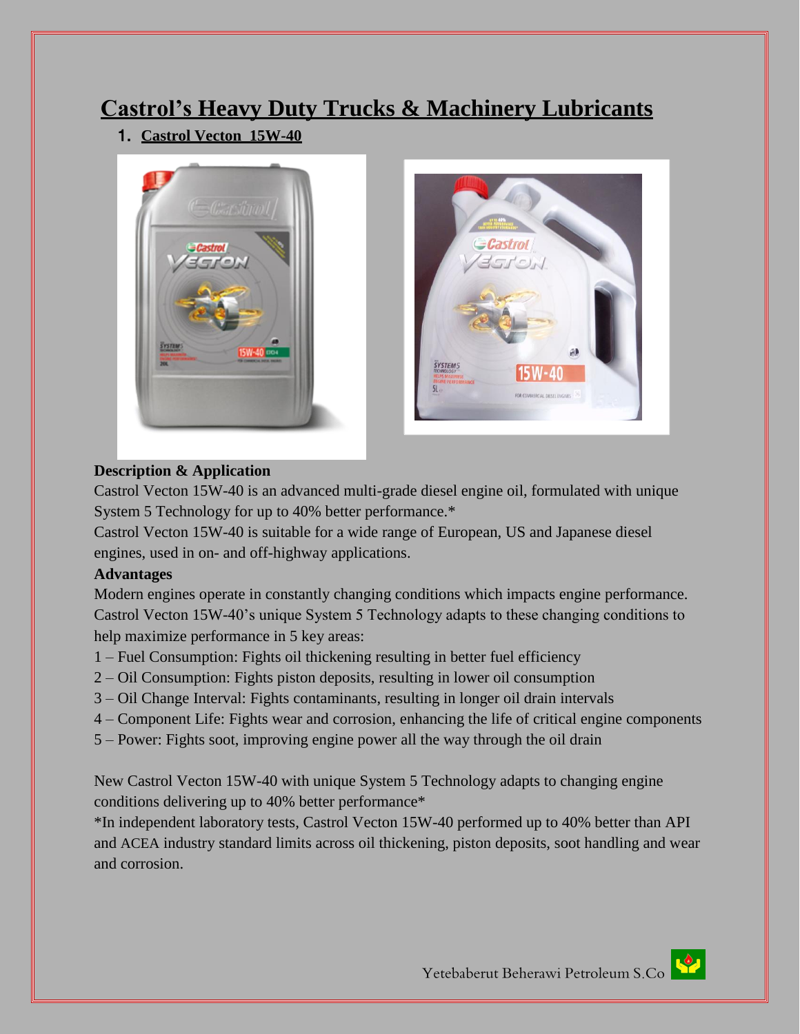# Castrol's Heavy Duty Trucks & Machinery Lubricants

## 1. Castrol Vecton 15W-40

**Description & Application**

Castrol Vecton 15W-40 is an advanced multi-grade diesel engine oil, formulated with unique System 5 Technology for up to 40% better performance.*

Castrol Vecton 15W-40 is suitable for a wide range of European, US and Japanese diesel engines, used in on- and off-highway applications.

**Advantages**

Modern engines operate in constantly changing conditions which impacts engine performance. Castrol Vecton 15W-40's unique System 5 Technology adapts to these changing conditions to help maximize performance in 5 key areas:

1 – Fuel Consumption: Fights oil thickening resulting in better fuel efficiency
2 – Oil Consumption: Fights piston deposits, resulting in lower oil consumption
3 – Oil Change Interval: Fights contaminants, resulting in longer oil drain intervals
4 – Component Life: Fights wear and corrosion, enhancing the life of critical engine components
5 – Power: Fights soot, improving engine power all the way through the oil drain

New Castrol Vecton 15W-40 with unique System 5 Technology adapts to changing engine conditions delivering up to 40% better performance*

*In independent laboratory tests, Castrol Vecton 15W-40 performed up to 40% better than API and ACEA industry standard limits across oil thickening, piston deposits, soot handling and wear and corrosion.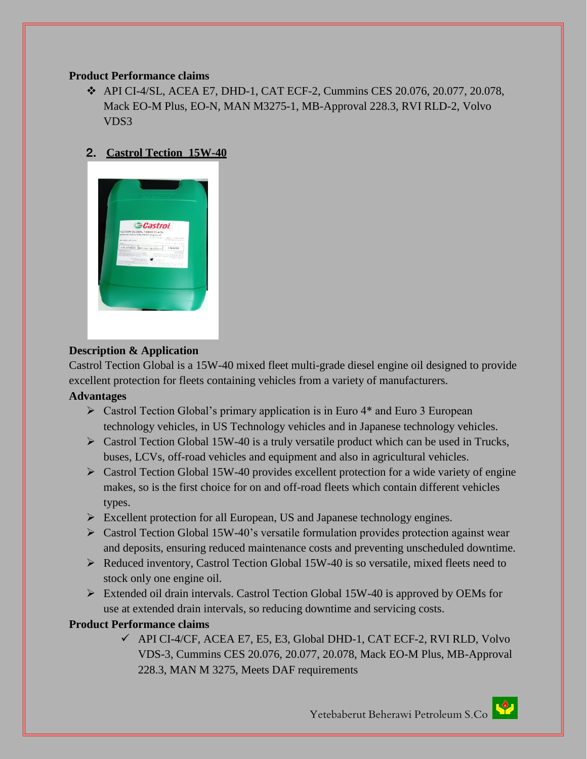**Product Performance claims**

- API CI-4/SL, ACEA E7, DHD-1, CAT ECF-2, Cummins CES 20.076, 20.077, 20.078, Mack EO-M Plus, EO-N, MAN M3275-1, MB-Approval 228.3, RVI RLD-2, Volvo VDS3

## 2. Castrol Tection 15W-40

**Description & Application**

Castrol Tection Global is a 15W-40 mixed fleet multi-grade diesel engine oil designed to provide excellent protection for fleets containing vehicles from a variety of manufacturers.

**Advantages**

- Castrol Tection Global's primary application is in Euro 4* and Euro 3 European technology vehicles, in US Technology vehicles and in Japanese technology vehicles.
- Castrol Tection Global 15W-40 is a truly versatile product which can be used in Trucks, buses, LCVs, off-road vehicles and equipment and also in agricultural vehicles.
- Castrol Tection Global 15W-40 provides excellent protection for a wide variety of engine makes, so is the first choice for on and off-road fleets which contain different vehicles types.
- Excellent protection for all European, US and Japanese technology engines.
- Castrol Tection Global 15W-40's versatile formulation provides protection against wear and deposits, ensuring reduced maintenance costs and preventing unscheduled downtime.
- Reduced inventory, Castrol Tection Global 15W-40 is so versatile, mixed fleets need to stock only one engine oil.
- Extended oil drain intervals. Castrol Tection Global 15W-40 is approved by OEMs for use at extended drain intervals, so reducing downtime and servicing costs.

**Product Performance claims**

- ✓ API CI-4/CF, ACEA E7, E5, E3, Global DHD-1, CAT ECF-2, RVI RLD, Volvo VDS-3, Cummins CES 20.076, 20.077, 20.078, Mack EO-M Plus, MB-Approval 228.3, MAN M 3275, Meets DAF requirements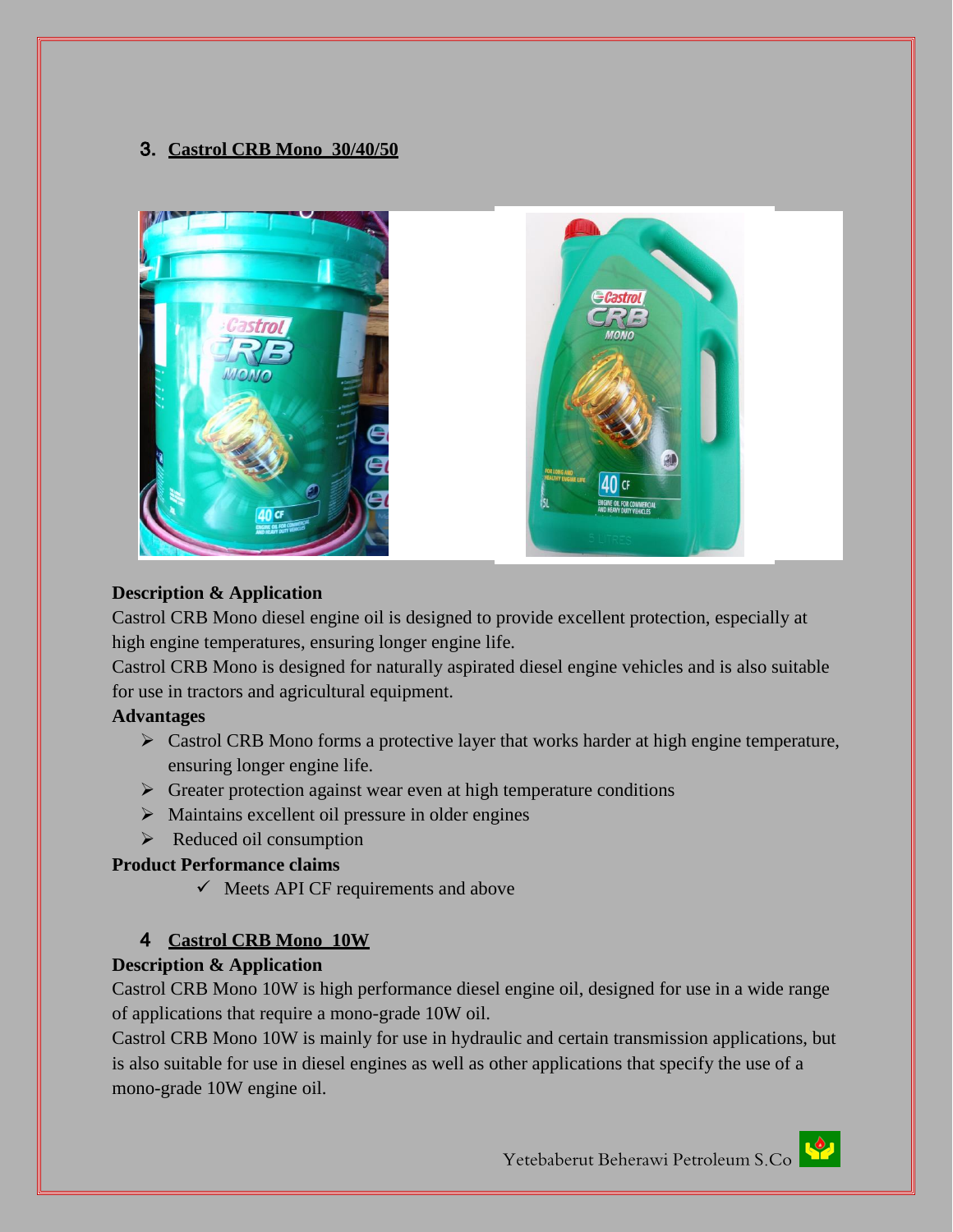## 3. Castrol CRB Mono 30/40/50

**Description & Application**

Castrol CRB Mono diesel engine oil is designed to provide excellent protection, especially at high engine temperatures, ensuring longer engine life.

Castrol CRB Mono is designed for naturally aspirated diesel engine vehicles and is also suitable for use in tractors and agricultural equipment.

**Advantages**

- Castrol CRB Mono forms a protective layer that works harder at high engine temperature, ensuring longer engine life.
- Greater protection against wear even at high temperature conditions
- Maintains excellent oil pressure in older engines
- Reduced oil consumption

**Product Performance claims**

- ✓ Meets API CF requirements and above

## 4 Castrol CRB Mono 10W

**Description & Application**

Castrol CRB Mono 10W is high performance diesel engine oil, designed for use in a wide range of applications that require a mono-grade 10W oil.

Castrol CRB Mono 10W is mainly for use in hydraulic and certain transmission applications, but is also suitable for use in diesel engines as well as other applications that specify the use of a mono-grade 10W engine oil.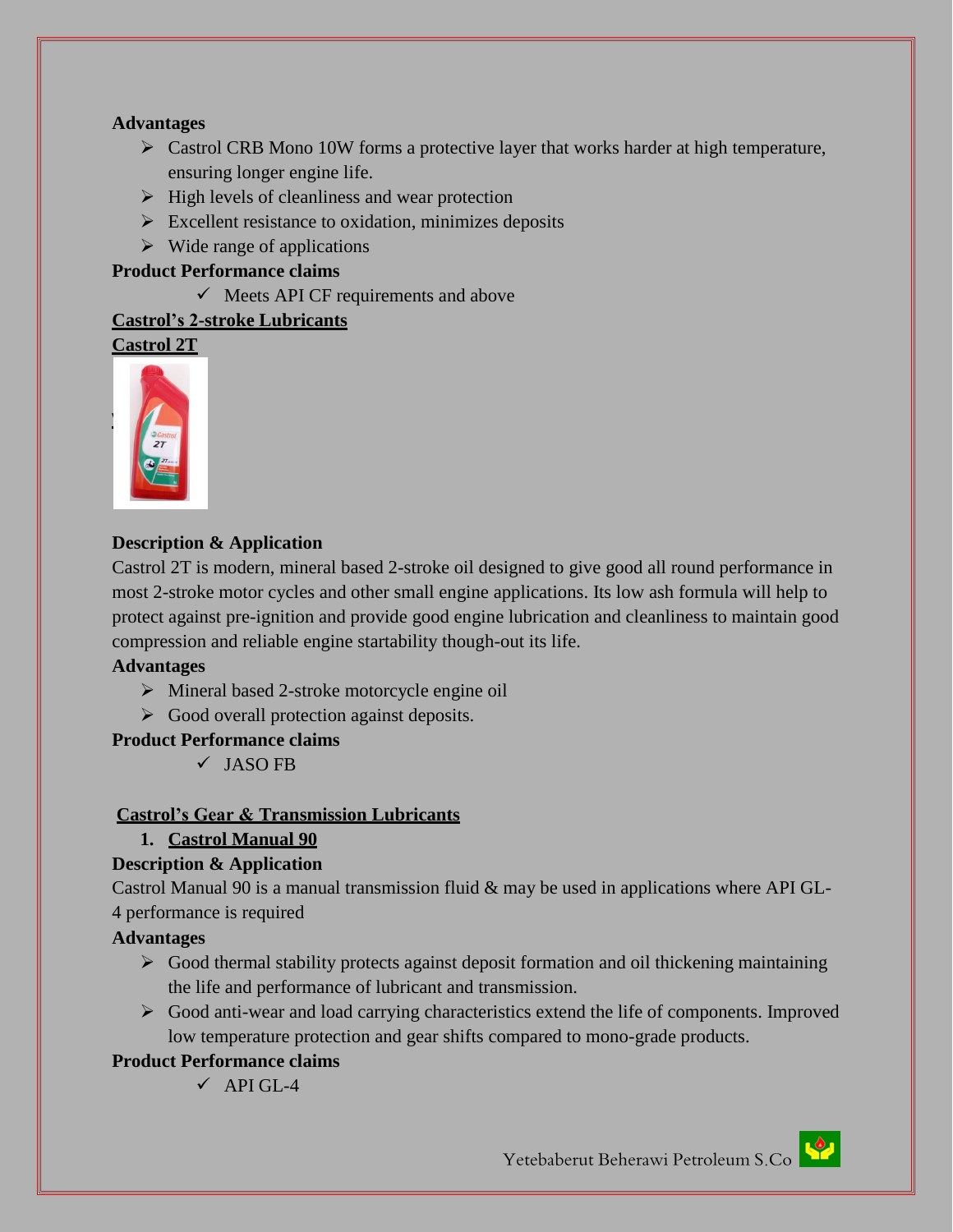**Advantages**

- Castrol CRB Mono 10W forms a protective layer that works harder at high temperature, ensuring longer engine life.
- High levels of cleanliness and wear protection
- Excellent resistance to oxidation, minimizes deposits
- Wide range of applications

**Product Performance claims**

- ✓ Meets API CF requirements and above

## Castrol's 2-stroke Lubricants

### Castrol 2T

**Description & Application**

Castrol 2T is modern, mineral based 2-stroke oil designed to give good all round performance in most 2-stroke motor cycles and other small engine applications. Its low ash formula will help to protect against pre-ignition and provide good engine lubrication and cleanliness to maintain good compression and reliable engine startability though-out its life.

**Advantages**

- Mineral based 2-stroke motorcycle engine oil
- Good overall protection against deposits.

**Product Performance claims**

- ✓ JASO FB

## Castrol's Gear & Transmission Lubricants

### 1. Castrol Manual 90

**Description & Application**

Castrol Manual 90 is a manual transmission fluid & may be used in applications where API GL-4 performance is required

**Advantages**

- Good thermal stability protects against deposit formation and oil thickening maintaining the life and performance of lubricant and transmission.
- Good anti-wear and load carrying characteristics extend the life of components. Improved low temperature protection and gear shifts compared to mono-grade products.

**Product Performance claims**

- ✓ API GL-4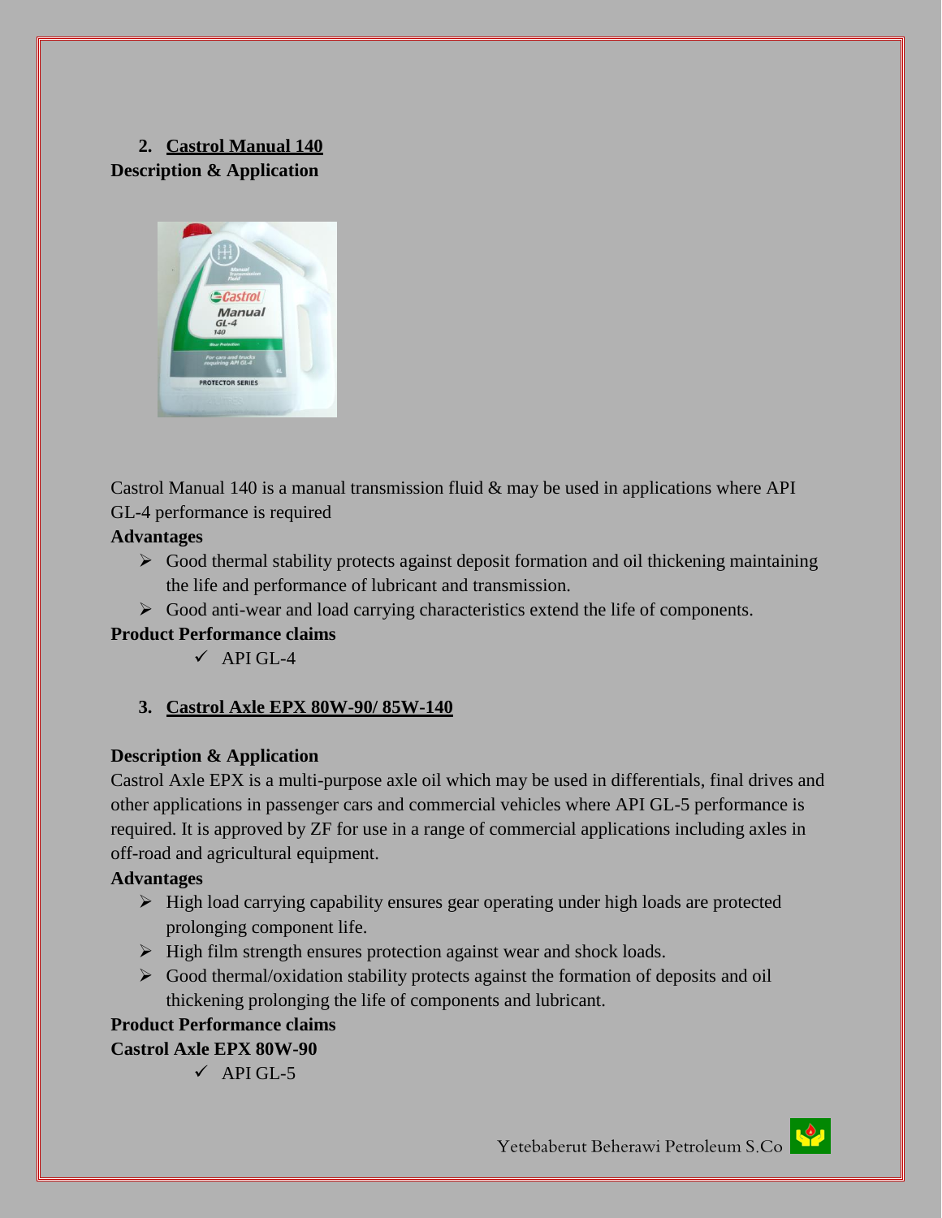## 2. Castrol Manual 140

**Description & Application**

Castrol Manual 140 is a manual transmission fluid & may be used in applications where API GL-4 performance is required

**Advantages**

- Good thermal stability protects against deposit formation and oil thickening maintaining the life and performance of lubricant and transmission.
- Good anti-wear and load carrying characteristics extend the life of components.

**Product Performance claims**

- ✓ API GL-4

## 3. Castrol Axle EPX 80W-90/ 85W-140

**Description & Application**

Castrol Axle EPX is a multi-purpose axle oil which may be used in differentials, final drives and other applications in passenger cars and commercial vehicles where API GL-5 performance is required. It is approved by ZF for use in a range of commercial applications including axles in off-road and agricultural equipment.

**Advantages**

- High load carrying capability ensures gear operating under high loads are protected prolonging component life.
- High film strength ensures protection against wear and shock loads.
- Good thermal/oxidation stability protects against the formation of deposits and oil thickening prolonging the life of components and lubricant.

**Product Performance claims**

**Castrol Axle EPX 80W-90**

- ✓ API GL-5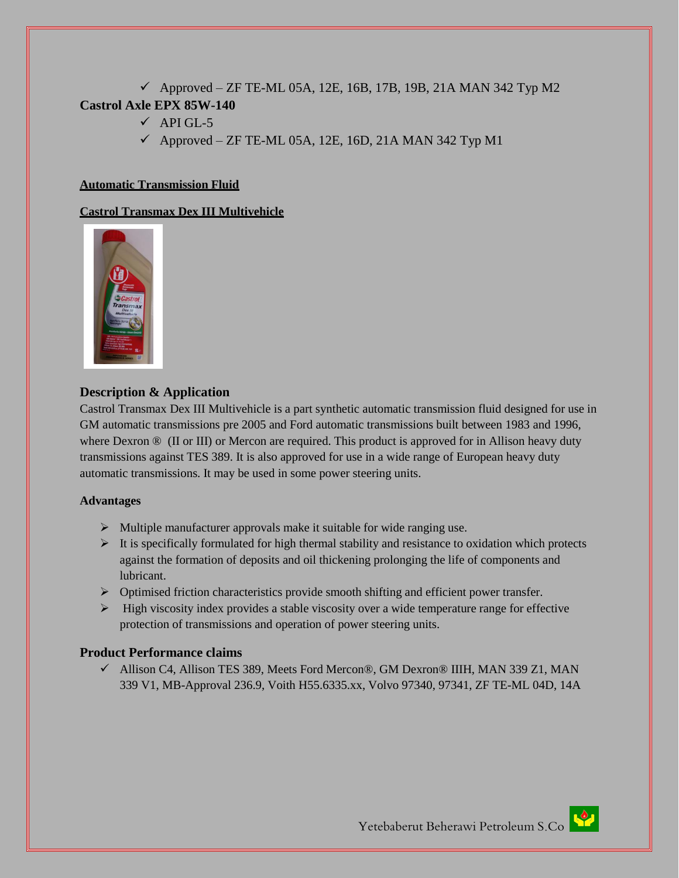- ✓ Approved – ZF TE-ML 05A, 12E, 16B, 17B, 19B, 21A MAN 342 Typ M2

**Castrol Axle EPX 85W-140**

- ✓ API GL-5
- ✓ Approved – ZF TE-ML 05A, 12E, 16D, 21A MAN 342 Typ M1

**Automatic Transmission Fluid**

**Castrol Transmax Dex III Multivehicle**

### Description & Application

Castrol Transmax Dex III Multivehicle is a part synthetic automatic transmission fluid designed for use in GM automatic transmissions pre 2005 and Ford automatic transmissions built between 1983 and 1996, where Dexron ® (II or III) or Mercon are required. This product is approved for in Allison heavy duty transmissions against TES 389. It is also approved for use in a wide range of European heavy duty automatic transmissions. It may be used in some power steering units.

**Advantages**

- Multiple manufacturer approvals make it suitable for wide ranging use.
- It is specifically formulated for high thermal stability and resistance to oxidation which protects against the formation of deposits and oil thickening prolonging the life of components and lubricant.
- Optimised friction characteristics provide smooth shifting and efficient power transfer.
- High viscosity index provides a stable viscosity over a wide temperature range for effective protection of transmissions and operation of power steering units.

### Product Performance claims

- ✓ Allison C4, Allison TES 389, Meets Ford Mercon®, GM Dexron® IIIH, MAN 339 Z1, MAN 339 V1, MB-Approval 236.9, Voith H55.6335.xx, Volvo 97340, 97341, ZF TE-ML 04D, 14A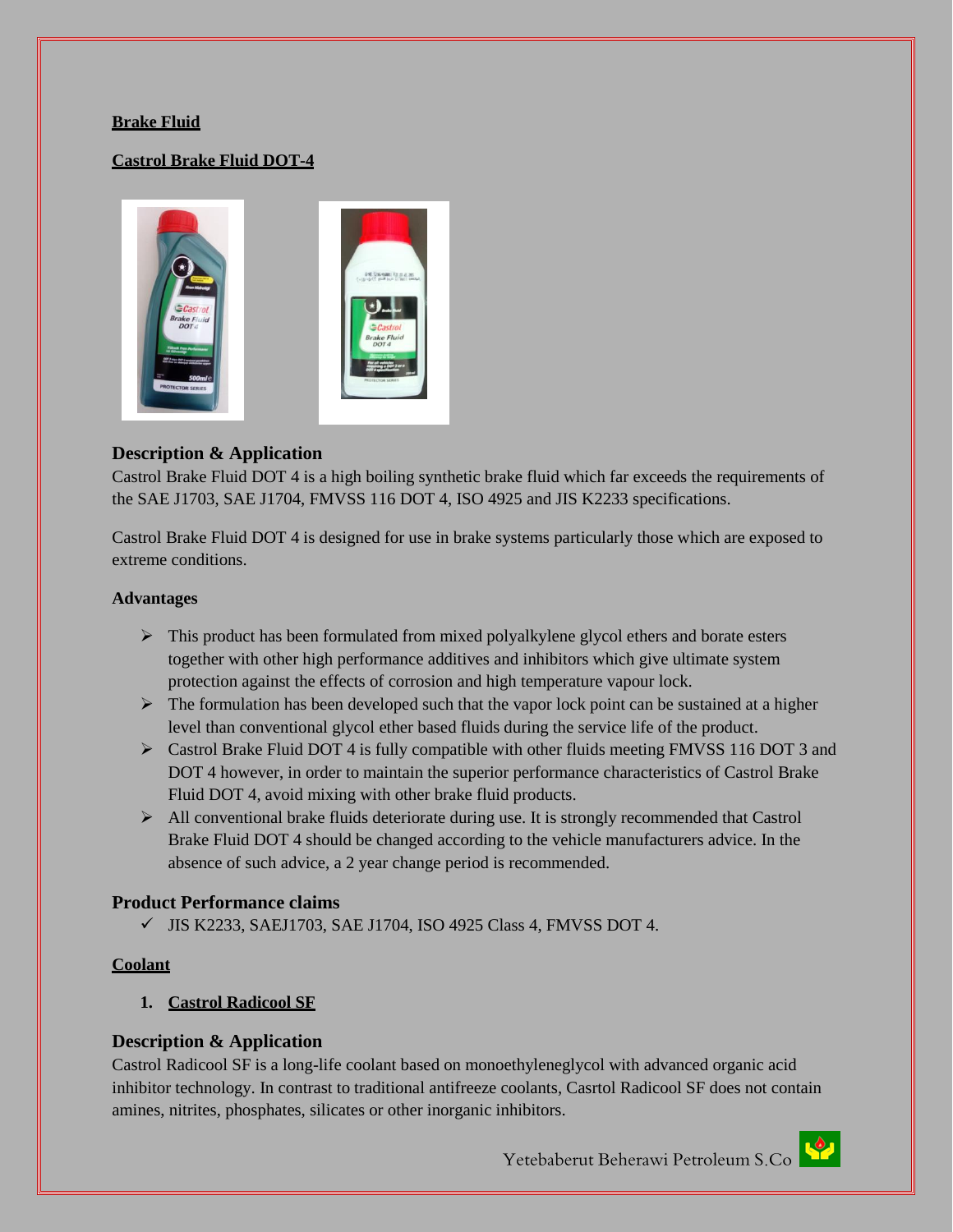## Brake Fluid

### Castrol Brake Fluid DOT-4

#### Description & Application

Castrol Brake Fluid DOT 4 is a high boiling synthetic brake fluid which far exceeds the requirements of the SAE J1703, SAE J1704, FMVSS 116 DOT 4, ISO 4925 and JIS K2233 specifications.

Castrol Brake Fluid DOT 4 is designed for use in brake systems particularly those which are exposed to extreme conditions.

#### Advantages

- This product has been formulated from mixed polyalkylene glycol ethers and borate esters together with other high performance additives and inhibitors which give ultimate system protection against the effects of corrosion and high temperature vapour lock.
- The formulation has been developed such that the vapor lock point can be sustained at a higher level than conventional glycol ether based fluids during the service life of the product.
- Castrol Brake Fluid DOT 4 is fully compatible with other fluids meeting FMVSS 116 DOT 3 and DOT 4 however, in order to maintain the superior performance characteristics of Castrol Brake Fluid DOT 4, avoid mixing with other brake fluid products.
- All conventional brake fluids deteriorate during use. It is strongly recommended that Castrol Brake Fluid DOT 4 should be changed according to the vehicle manufacturers advice. In the absence of such advice, a 2 year change period is recommended.

#### Product Performance claims

- ✓ JIS K2233, SAEJ1703, SAE J1704, ISO 4925 Class 4, FMVSS DOT 4.

## Coolant

### 1. Castrol Radicool SF

#### Description & Application

Castrol Radicool SF is a long-life coolant based on monoethyleneglycol with advanced organic acid inhibitor technology. In contrast to traditional antifreeze coolants, Casrtol Radicool SF does not contain amines, nitrites, phosphates, silicates or other inorganic inhibitors.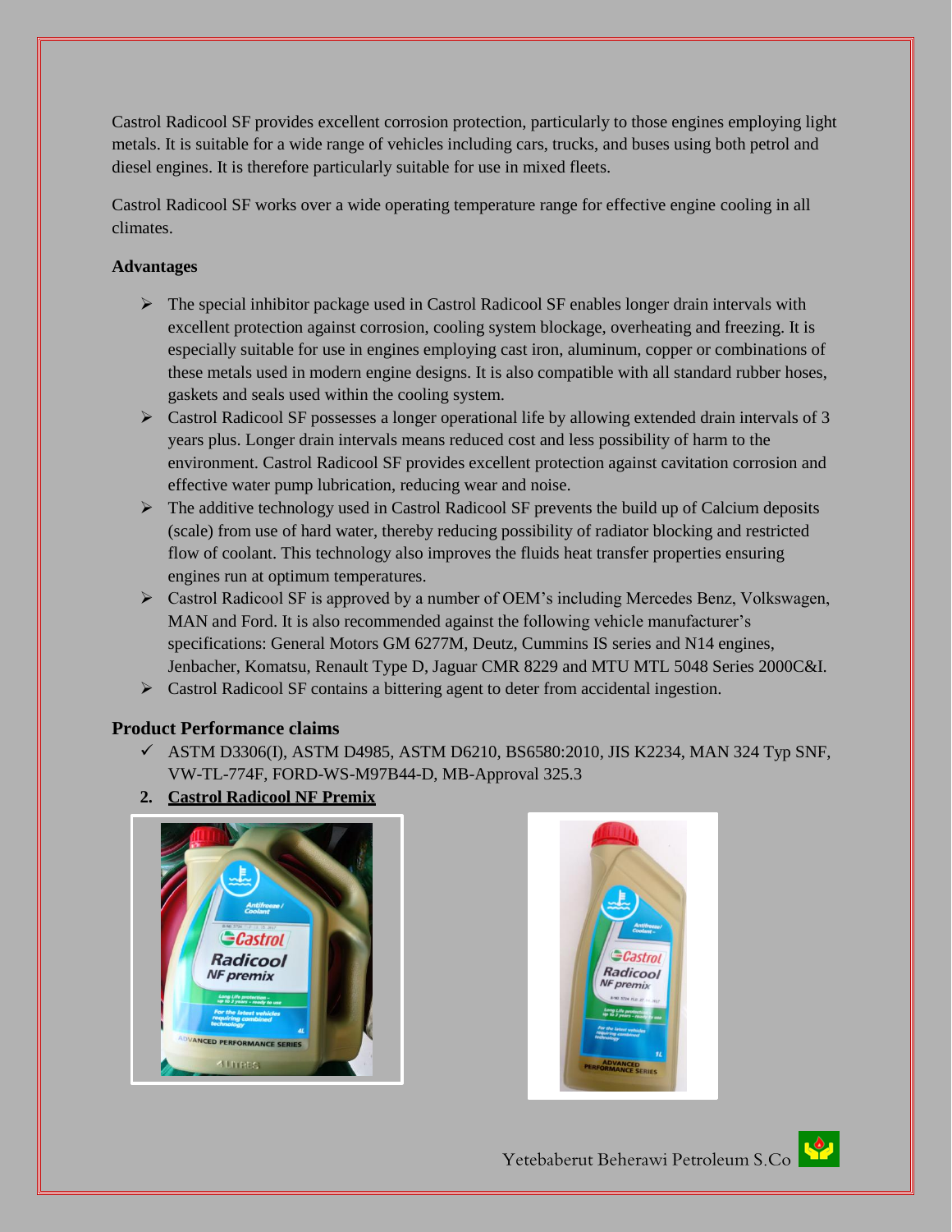Castrol Radicool SF provides excellent corrosion protection, particularly to those engines employing light metals. It is suitable for a wide range of vehicles including cars, trucks, and buses using both petrol and diesel engines. It is therefore particularly suitable for use in mixed fleets.

Castrol Radicool SF works over a wide operating temperature range for effective engine cooling in all climates.

**Advantages**

- The special inhibitor package used in Castrol Radicool SF enables longer drain intervals with excellent protection against corrosion, cooling system blockage, overheating and freezing. It is especially suitable for use in engines employing cast iron, aluminum, copper or combinations of these metals used in modern engine designs. It is also compatible with all standard rubber hoses, gaskets and seals used within the cooling system.
- Castrol Radicool SF possesses a longer operational life by allowing extended drain intervals of 3 years plus. Longer drain intervals means reduced cost and less possibility of harm to the environment. Castrol Radicool SF provides excellent protection against cavitation corrosion and effective water pump lubrication, reducing wear and noise.
- The additive technology used in Castrol Radicool SF prevents the build up of Calcium deposits (scale) from use of hard water, thereby reducing possibility of radiator blocking and restricted flow of coolant. This technology also improves the fluids heat transfer properties ensuring engines run at optimum temperatures.
- Castrol Radicool SF is approved by a number of OEM's including Mercedes Benz, Volkswagen, MAN and Ford. It is also recommended against the following vehicle manufacturer's specifications: General Motors GM 6277M, Deutz, Cummins IS series and N14 engines, Jenbacher, Komatsu, Renault Type D, Jaguar CMR 8229 and MTU MTL 5048 Series 2000C&I.
- Castrol Radicool SF contains a bittering agent to deter from accidental ingestion.

**Product Performance claims**

- ASTM D3306(I), ASTM D4985, ASTM D6210, BS6580:2010, JIS K2234, MAN 324 Typ SNF, VW-TL-774F, FORD-WS-M97B44-D, MB-Approval 325.3

2. **Castrol Radicool NF Premix**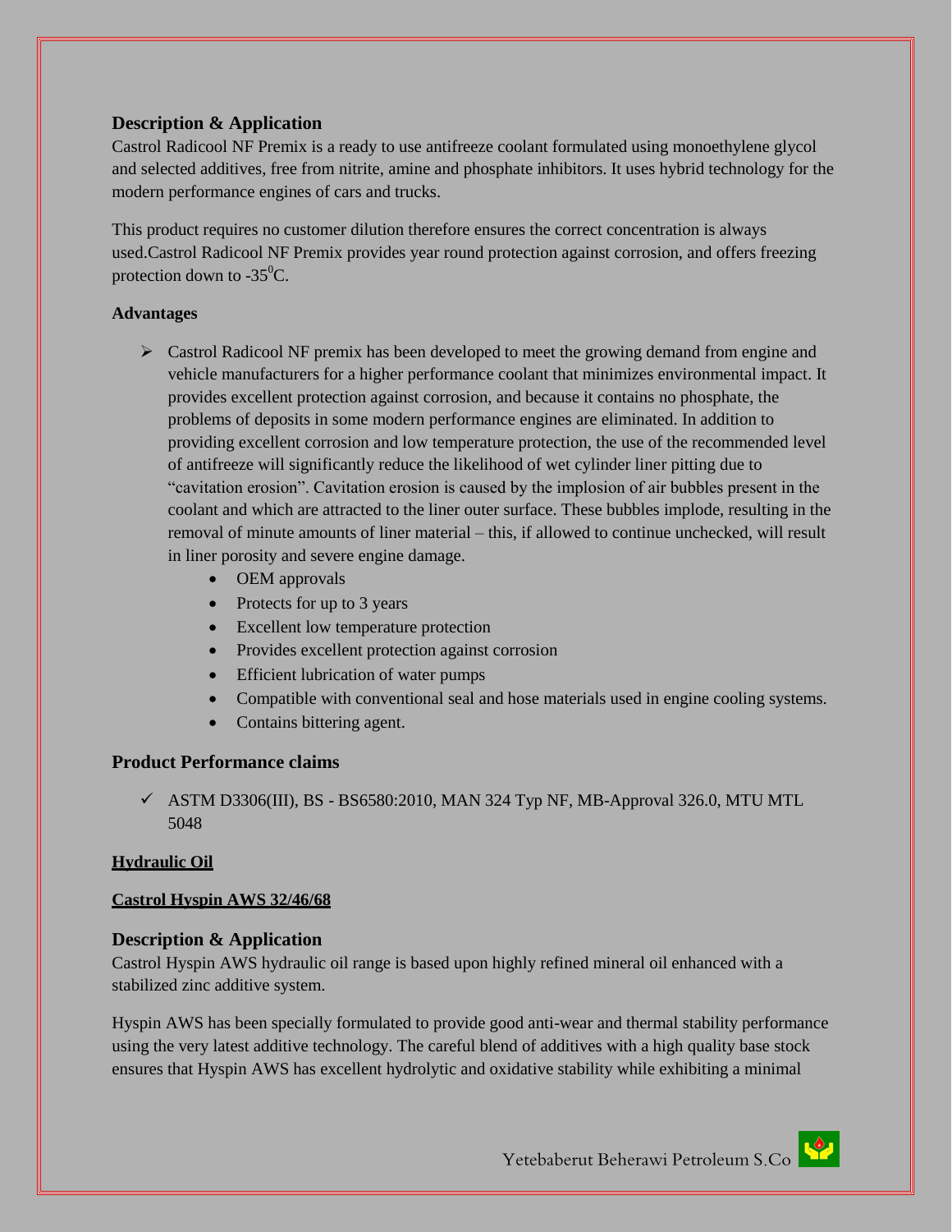## Description & Application

Castrol Radicool NF Premix is a ready to use antifreeze coolant formulated using monoethylene glycol and selected additives, free from nitrite, amine and phosphate inhibitors. It uses hybrid technology for the modern performance engines of cars and trucks.

This product requires no customer dilution therefore ensures the correct concentration is always used.Castrol Radicool NF Premix provides year round protection against corrosion, and offers freezing protection down to -35$^{0}$C.

### Advantages

- Castrol Radicool NF premix has been developed to meet the growing demand from engine and vehicle manufacturers for a higher performance coolant that minimizes environmental impact. It provides excellent protection against corrosion, and because it contains no phosphate, the problems of deposits in some modern performance engines are eliminated. In addition to providing excellent corrosion and low temperature protection, the use of the recommended level of antifreeze will significantly reduce the likelihood of wet cylinder liner pitting due to "cavitation erosion". Cavitation erosion is caused by the implosion of air bubbles present in the coolant and which are attracted to the liner outer surface. These bubbles implode, resulting in the removal of minute amounts of liner material – this, if allowed to continue unchecked, will result in liner porosity and severe engine damage.
  - OEM approvals
  - Protects for up to 3 years
  - Excellent low temperature protection
  - Provides excellent protection against corrosion
  - Efficient lubrication of water pumps
  - Compatible with conventional seal and hose materials used in engine cooling systems.
  - Contains bittering agent.

## Product Performance claims

- ✓ ASTM D3306(III), BS - BS6580:2010, MAN 324 Typ NF, MB-Approval 326.0, MTU MTL 5048

**Hydraulic Oil**

**Castrol Hyspin AWS 32/46/68**

## Description & Application

Castrol Hyspin AWS hydraulic oil range is based upon highly refined mineral oil enhanced with a stabilized zinc additive system.

Hyspin AWS has been specially formulated to provide good anti-wear and thermal stability performance using the very latest additive technology. The careful blend of additives with a high quality base stock ensures that Hyspin AWS has excellent hydrolytic and oxidative stability while exhibiting a minimal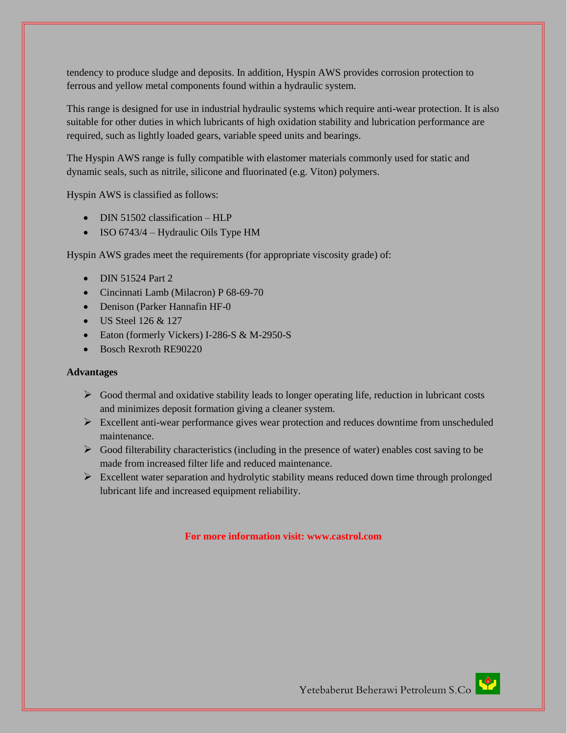tendency to produce sludge and deposits. In addition, Hyspin AWS provides corrosion protection to ferrous and yellow metal components found within a hydraulic system.

This range is designed for use in industrial hydraulic systems which require anti-wear protection. It is also suitable for other duties in which lubricants of high oxidation stability and lubrication performance are required, such as lightly loaded gears, variable speed units and bearings.

The Hyspin AWS range is fully compatible with elastomer materials commonly used for static and dynamic seals, such as nitrile, silicone and fluorinated (e.g. Viton) polymers.

Hyspin AWS is classified as follows:

- DIN 51502 classification – HLP
- ISO 6743/4 – Hydraulic Oils Type HM

Hyspin AWS grades meet the requirements (for appropriate viscosity grade) of:

- DIN 51524 Part 2
- Cincinnati Lamb (Milacron) P 68-69-70
- Denison (Parker Hannafin HF-0
- US Steel 126 & 127
- Eaton (formerly Vickers) I-286-S & M-2950-S
- Bosch Rexroth RE90220

**Advantages**

- Good thermal and oxidative stability leads to longer operating life, reduction in lubricant costs and minimizes deposit formation giving a cleaner system.
- Excellent anti-wear performance gives wear protection and reduces downtime from unscheduled maintenance.
- Good filterability characteristics (including in the presence of water) enables cost saving to be made from increased filter life and reduced maintenance.
- Excellent water separation and hydrolytic stability means reduced down time through prolonged lubricant life and increased equipment reliability.

**For more information visit: www.castrol.com**